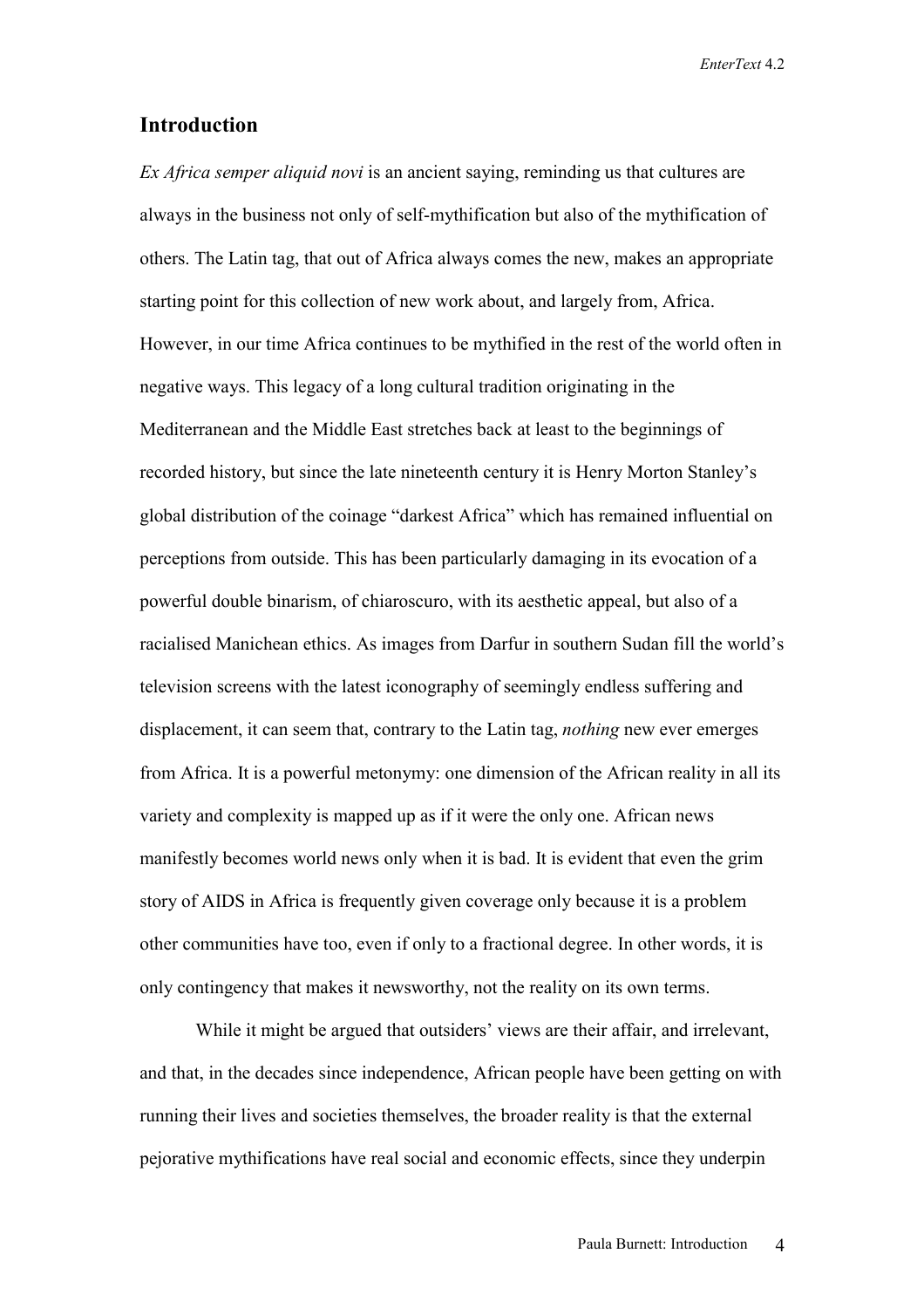## Introduction

*Ex Africa semper aliquid novi* is an ancient saying, reminding us that cultures are always in the business not only of self-mythification but also of the mythification of others. The Latin tag, that out of Africa always comes the new, makes an appropriate starting point for this collection of new work about, and largely from, Africa. However, in our time Africa continues to be mythified in the rest of the world often in negative ways. This legacy of a long cultural tradition originating in the Mediterranean and the Middle East stretches back at least to the beginnings of recorded history, but since the late nineteenth century it is Henry Morton Stanley's global distribution of the coinage "darkest Africa" which has remained influential on perceptions from outside. This has been particularly damaging in its evocation of a powerful double binarism, of chiaroscuro, with its aesthetic appeal, but also of a racialised Manichean ethics. As images from Darfur in southern Sudan fill the world's television screens with the latest iconography of seemingly endless suffering and displacement, it can seem that, contrary to the Latin tag, *nothing* new ever emerges from Africa. It is a powerful metonymy: one dimension of the African reality in all its variety and complexity is mapped up as if it were the only one. African news manifestly becomes world news only when it is bad. It is evident that even the grim story of AIDS in Africa is frequently given coverage only because it is a problem other communities have too, even if only to a fractional degree. In other words, it is only contingency that makes it newsworthy, not the reality on its own terms.

While it might be argued that outsiders' views are their affair, and irrelevant, and that, in the decades since independence, African people have been getting on with running their lives and societies themselves, the broader reality is that the external pejorative mythifications have real social and economic effects, since they underpin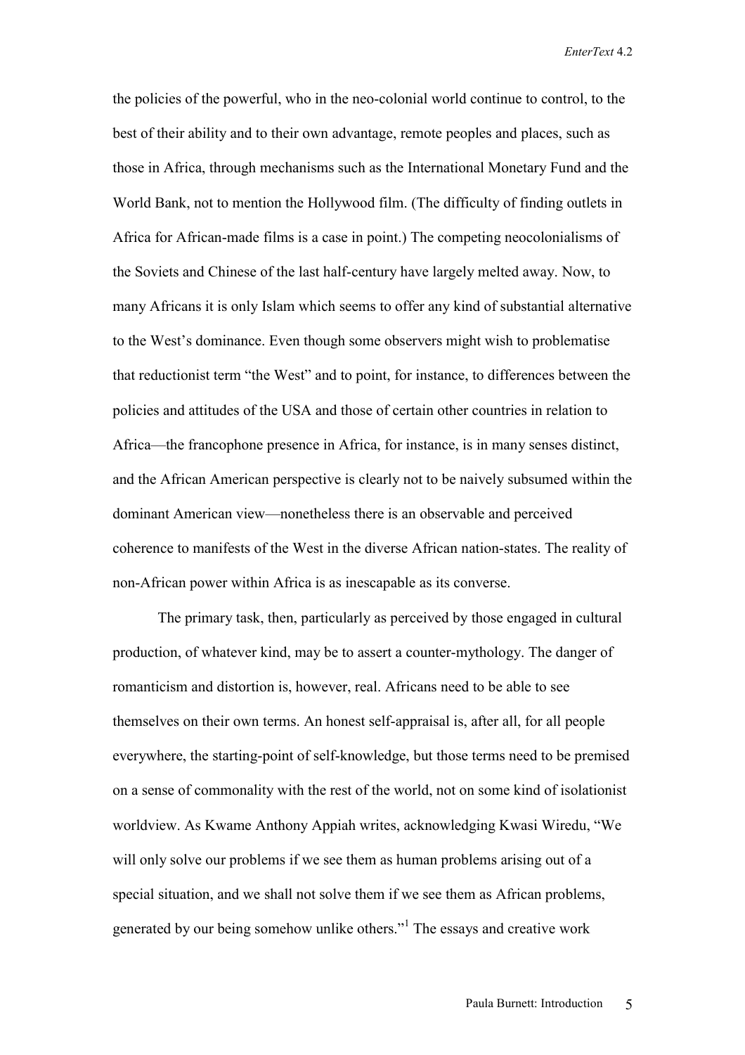the policies of the powerful, who in the neo-colonial world continue to control, to the best of their ability and to their own advantage, remote peoples and places, such as those in Africa, through mechanisms such as the International Monetary Fund and the World Bank, not to mention the Hollywood film. (The difficulty of finding outlets in Africa for African-made films is a case in point.) The competing neocolonialisms of the Soviets and Chinese of the last half-century have largely melted away. Now, to many Africans it is only Islam which seems to offer any kind of substantial alternative to the West's dominance. Even though some observers might wish to problematise that reductionist term "the West" and to point, for instance, to differences between the policies and attitudes of the USA and those of certain other countries in relation to Africa—the francophone presence in Africa, for instance, is in many senses distinct, and the African American perspective is clearly not to be naively subsumed within the dominant American view—nonetheless there is an observable and perceived coherence to manifests of the West in the diverse African nation-states. The reality of non-African power within Africa is as inescapable as its converse.

The primary task, then, particularly as perceived by those engaged in cultural production, of whatever kind, may be to assert a counter-mythology. The danger of romanticism and distortion is, however, real. Africans need to be able to see themselves on their own terms. An honest self-appraisal is, after all, for all people everywhere, the starting-point of self-knowledge, but those terms need to be premised on a sense of commonality with the rest of the world, not on some kind of isolationist worldview. As Kwame Anthony Appiah writes, acknowledging Kwasi Wiredu, "We will only solve our problems if we see them as human problems arising out of a special situation, and we shall not solve them if we see them as African problems, generated by our being somehow unlike others."[1] The essays and creative work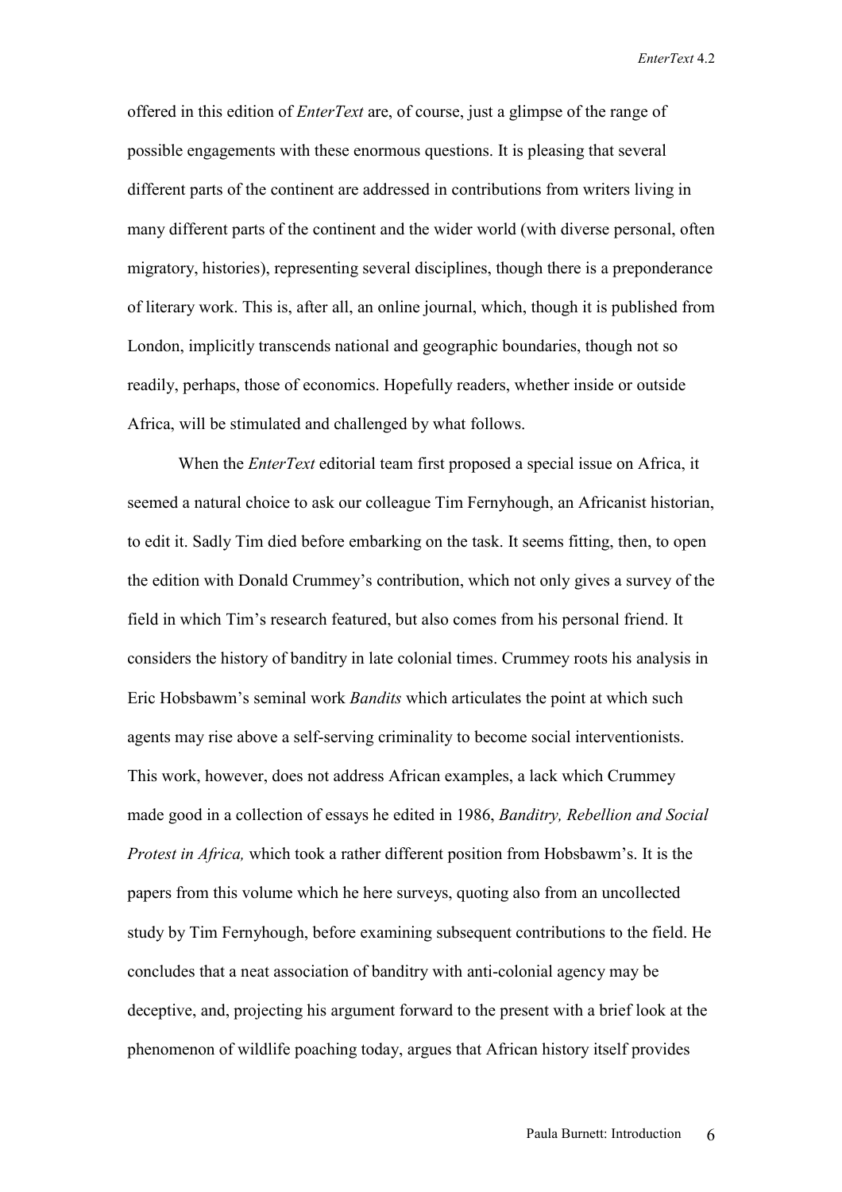offered in this edition of *EnterText* are, of course, just a glimpse of the range of possible engagements with these enormous questions. It is pleasing that several different parts of the continent are addressed in contributions from writers living in many different parts of the continent and the wider world (with diverse personal, often migratory, histories), representing several disciplines, though there is a preponderance of literary work. This is, after all, an online journal, which, though it is published from London, implicitly transcends national and geographic boundaries, though not so readily, perhaps, those of economics. Hopefully readers, whether inside or outside Africa, will be stimulated and challenged by what follows.

When the *EnterText* editorial team first proposed a special issue on Africa, it seemed a natural choice to ask our colleague Tim Fernyhough, an Africanist historian, to edit it. Sadly Tim died before embarking on the task. It seems fitting, then, to open the edition with Donald Crummey's contribution, which not only gives a survey of the field in which Tim's research featured, but also comes from his personal friend. It considers the history of banditry in late colonial times. Crummey roots his analysis in Eric Hobsbawm's seminal work *Bandits* which articulates the point at which such agents may rise above a self-serving criminality to become social interventionists. This work, however, does not address African examples, a lack which Crummey made good in a collection of essays he edited in 1986, *Banditry, Rebellion and Social Protest in Africa,* which took a rather different position from Hobsbawm's. It is the papers from this volume which he here surveys, quoting also from an uncollected study by Tim Fernyhough, before examining subsequent contributions to the field. He concludes that a neat association of banditry with anti-colonial agency may be deceptive, and, projecting his argument forward to the present with a brief look at the phenomenon of wildlife poaching today, argues that African history itself provides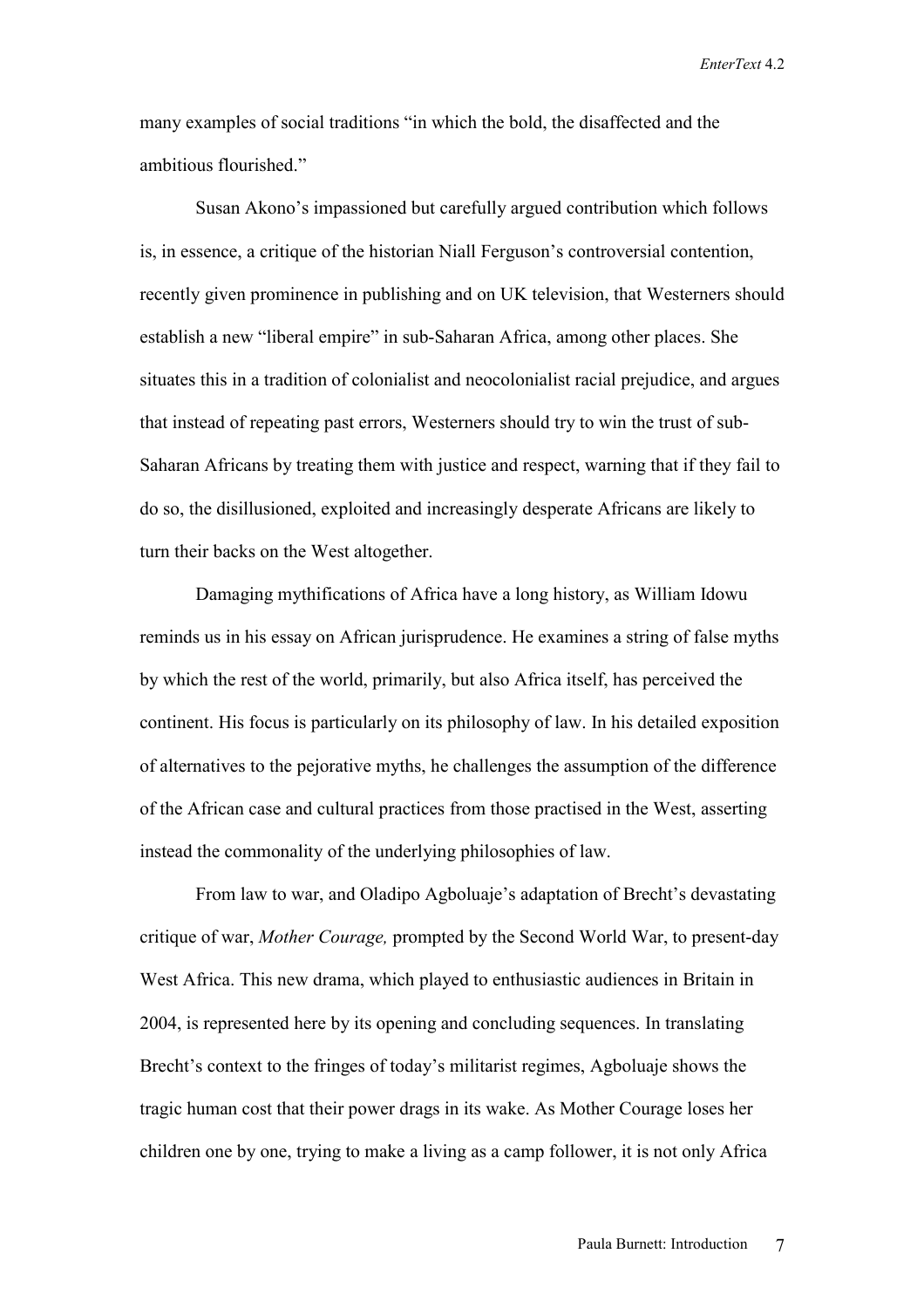many examples of social traditions "in which the bold, the disaffected and the ambitious flourished."

Susan Akono's impassioned but carefully argued contribution which follows is, in essence, a critique of the historian Niall Ferguson's controversial contention, recently given prominence in publishing and on UK television, that Westerners should establish a new "liberal empire" in sub-Saharan Africa, among other places. She situates this in a tradition of colonialist and neocolonialist racial prejudice, and argues that instead of repeating past errors, Westerners should try to win the trust of sub-Saharan Africans by treating them with justice and respect, warning that if they fail to do so, the disillusioned, exploited and increasingly desperate Africans are likely to turn their backs on the West altogether.

Damaging mythifications of Africa have a long history, as William Idowu reminds us in his essay on African jurisprudence. He examines a string of false myths by which the rest of the world, primarily, but also Africa itself, has perceived the continent. His focus is particularly on its philosophy of law. In his detailed exposition of alternatives to the pejorative myths, he challenges the assumption of the difference of the African case and cultural practices from those practised in the West, asserting instead the commonality of the underlying philosophies of law.

From law to war, and Oladipo Agboluaje's adaptation of Brecht's devastating critique of war, *Mother Courage,* prompted by the Second World War, to present-day West Africa. This new drama, which played to enthusiastic audiences in Britain in 2004, is represented here by its opening and concluding sequences. In translating Brecht's context to the fringes of today's militarist regimes, Agboluaje shows the tragic human cost that their power drags in its wake. As Mother Courage loses her children one by one, trying to make a living as a camp follower, it is not only Africa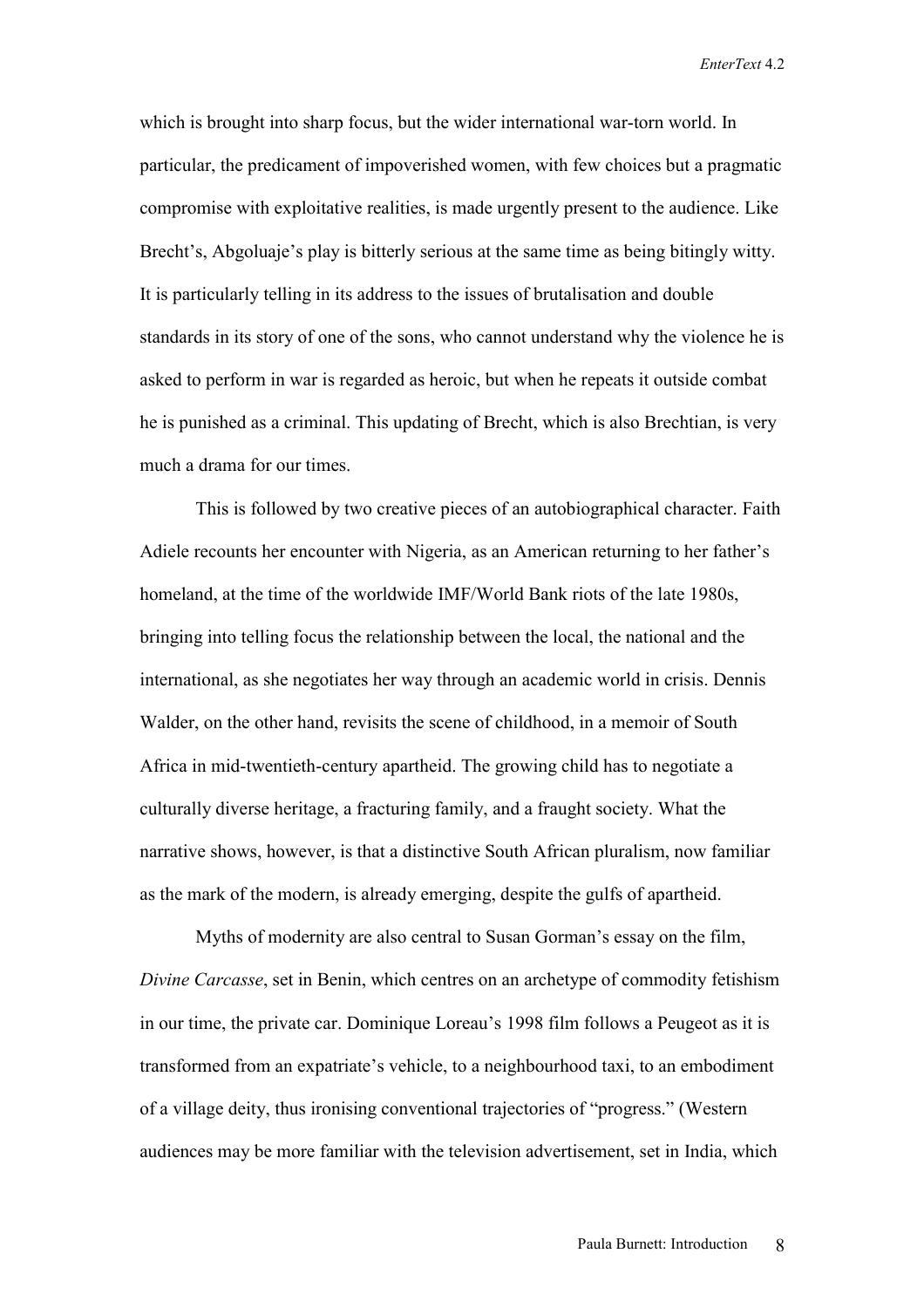which is brought into sharp focus, but the wider international war-torn world. In particular, the predicament of impoverished women, with few choices but a pragmatic compromise with exploitative realities, is made urgently present to the audience. Like Brecht's, Abgoluaje's play is bitterly serious at the same time as being bitingly witty. It is particularly telling in its address to the issues of brutalisation and double standards in its story of one of the sons, who cannot understand why the violence he is asked to perform in war is regarded as heroic, but when he repeats it outside combat he is punished as a criminal. This updating of Brecht, which is also Brechtian, is very much a drama for our times.

This is followed by two creative pieces of an autobiographical character. Faith Adiele recounts her encounter with Nigeria, as an American returning to her father's homeland, at the time of the worldwide IMF/World Bank riots of the late 1980s, bringing into telling focus the relationship between the local, the national and the international, as she negotiates her way through an academic world in crisis. Dennis Walder, on the other hand, revisits the scene of childhood, in a memoir of South Africa in mid-twentieth-century apartheid. The growing child has to negotiate a culturally diverse heritage, a fracturing family, and a fraught society. What the narrative shows, however, is that a distinctive South African pluralism, now familiar as the mark of the modern, is already emerging, despite the gulfs of apartheid.

Myths of modernity are also central to Susan Gorman's essay on the film, *Divine Carcasse*, set in Benin, which centres on an archetype of commodity fetishism in our time, the private car. Dominique Loreau's 1998 film follows a Peugeot as it is transformed from an expatriate's vehicle, to a neighbourhood taxi, to an embodiment of a village deity, thus ironising conventional trajectories of "progress." (Western audiences may be more familiar with the television advertisement, set in India, which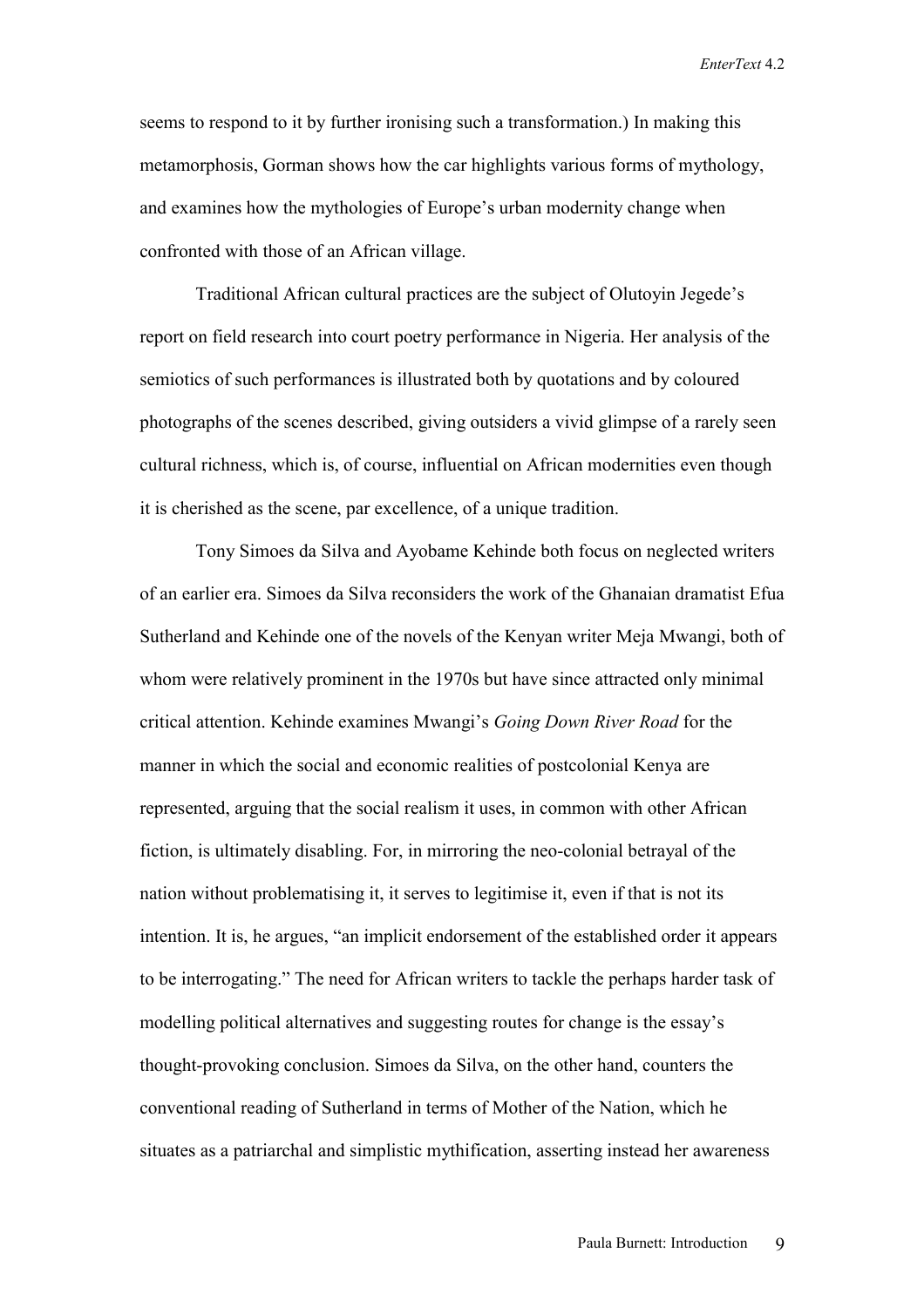seems to respond to it by further ironising such a transformation.) In making this metamorphosis, Gorman shows how the car highlights various forms of mythology, and examines how the mythologies of Europe's urban modernity change when confronted with those of an African village.

Traditional African cultural practices are the subject of Olutoyin Jegede's report on field research into court poetry performance in Nigeria. Her analysis of the semiotics of such performances is illustrated both by quotations and by coloured photographs of the scenes described, giving outsiders a vivid glimpse of a rarely seen cultural richness, which is, of course, influential on African modernities even though it is cherished as the scene, par excellence, of a unique tradition.

Tony Simoes da Silva and Ayobame Kehinde both focus on neglected writers of an earlier era. Simoes da Silva reconsiders the work of the Ghanaian dramatist Efua Sutherland and Kehinde one of the novels of the Kenyan writer Meja Mwangi, both of whom were relatively prominent in the 1970s but have since attracted only minimal critical attention. Kehinde examines Mwangi's *Going Down River Road* for the manner in which the social and economic realities of postcolonial Kenya are represented, arguing that the social realism it uses, in common with other African fiction, is ultimately disabling. For, in mirroring the neo-colonial betrayal of the nation without problematising it, it serves to legitimise it, even if that is not its intention. It is, he argues, "an implicit endorsement of the established order it appears to be interrogating." The need for African writers to tackle the perhaps harder task of modelling political alternatives and suggesting routes for change is the essay's thought-provoking conclusion. Simoes da Silva, on the other hand, counters the conventional reading of Sutherland in terms of Mother of the Nation, which he situates as a patriarchal and simplistic mythification, asserting instead her awareness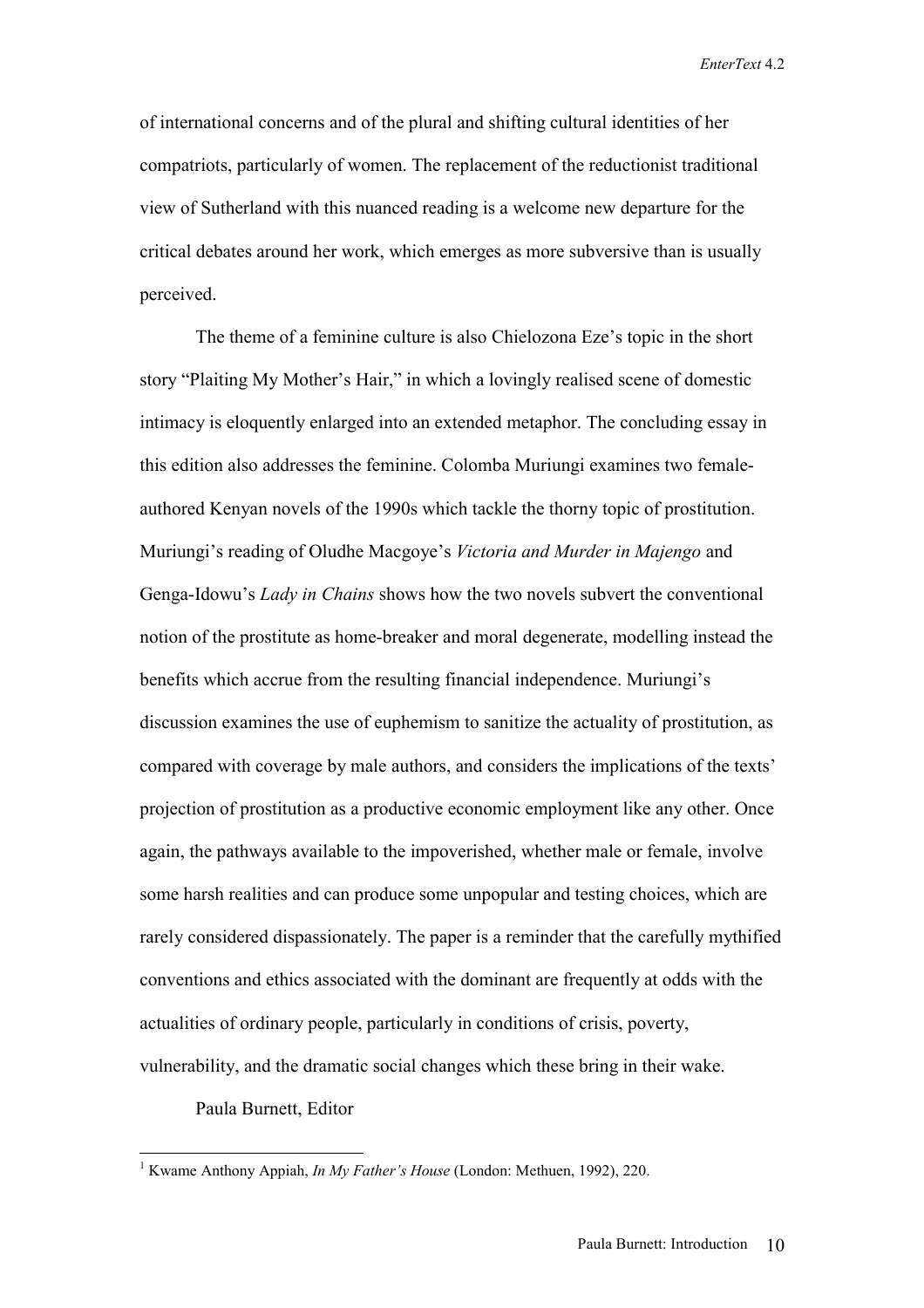of international concerns and of the plural and shifting cultural identities of her compatriots, particularly of women. The replacement of the reductionist traditional view of Sutherland with this nuanced reading is a welcome new departure for the critical debates around her work, which emerges as more subversive than is usually perceived.

The theme of a feminine culture is also Chielozona Eze's topic in the short story "Plaiting My Mother's Hair," in which a lovingly realised scene of domestic intimacy is eloquently enlarged into an extended metaphor. The concluding essay in this edition also addresses the feminine. Colomba Muriungi examines two female-authored Kenyan novels of the 1990s which tackle the thorny topic of prostitution. Muriungi's reading of Oludhe Macgoye's *Victoria and Murder in Majengo* and Genga-Idowu's *Lady in Chains* shows how the two novels subvert the conventional notion of the prostitute as home-breaker and moral degenerate, modelling instead the benefits which accrue from the resulting financial independence. Muriungi's discussion examines the use of euphemism to sanitize the actuality of prostitution, as compared with coverage by male authors, and considers the implications of the texts' projection of prostitution as a productive economic employment like any other. Once again, the pathways available to the impoverished, whether male or female, involve some harsh realities and can produce some unpopular and testing choices, which are rarely considered dispassionately. The paper is a reminder that the carefully mythified conventions and ethics associated with the dominant are frequently at odds with the actualities of ordinary people, particularly in conditions of crisis, poverty, vulnerability, and the dramatic social changes which these bring in their wake.

Paula Burnett, Editor

---

[1] Kwame Anthony Appiah, *In My Father's House* (London: Methuen, 1992), 220.